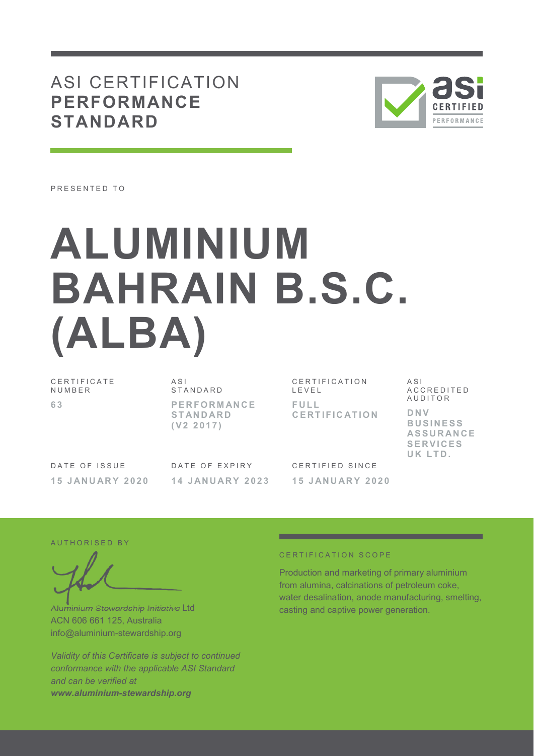# ASI CERTIFICATION **PERFORMANCE STANDARD**

PRESENTED TO

# ALUMINIUM BAHRAIN B.S.C. (ALBA)

| CERTIFICATE NUMBER | ASI STANDARD | CERTIFICATION LEVEL | ASI ACCREDITED AUDITOR |
|---|---|---|---|
| **63** | **PERFORMANCE STANDARD (V2 2017)** | **FULL CERTIFICATION** | **DNV BUSINESS ASSURANCE SERVICES UK LTD.** |

| DATE OF ISSUE | DATE OF EXPIRY | CERTIFIED SINCE |
|---|---|---|
| **15 JANUARY 2020** | **14 JANUARY 2023** | **15 JANUARY 2020** |

AUTHORISED BY

Aluminium Stewardship Initiative Ltd
ACN 606 661 125, Australia
info@aluminium-stewardship.org

*Validity of this Certificate is subject to continued conformance with the applicable ASI Standard and can be verified at* ***www.aluminium-stewardship.org***

CERTIFICATION SCOPE

Production and marketing of primary aluminium from alumina, calcinations of petroleum coke, water desalination, anode manufacturing, smelting, casting and captive power generation.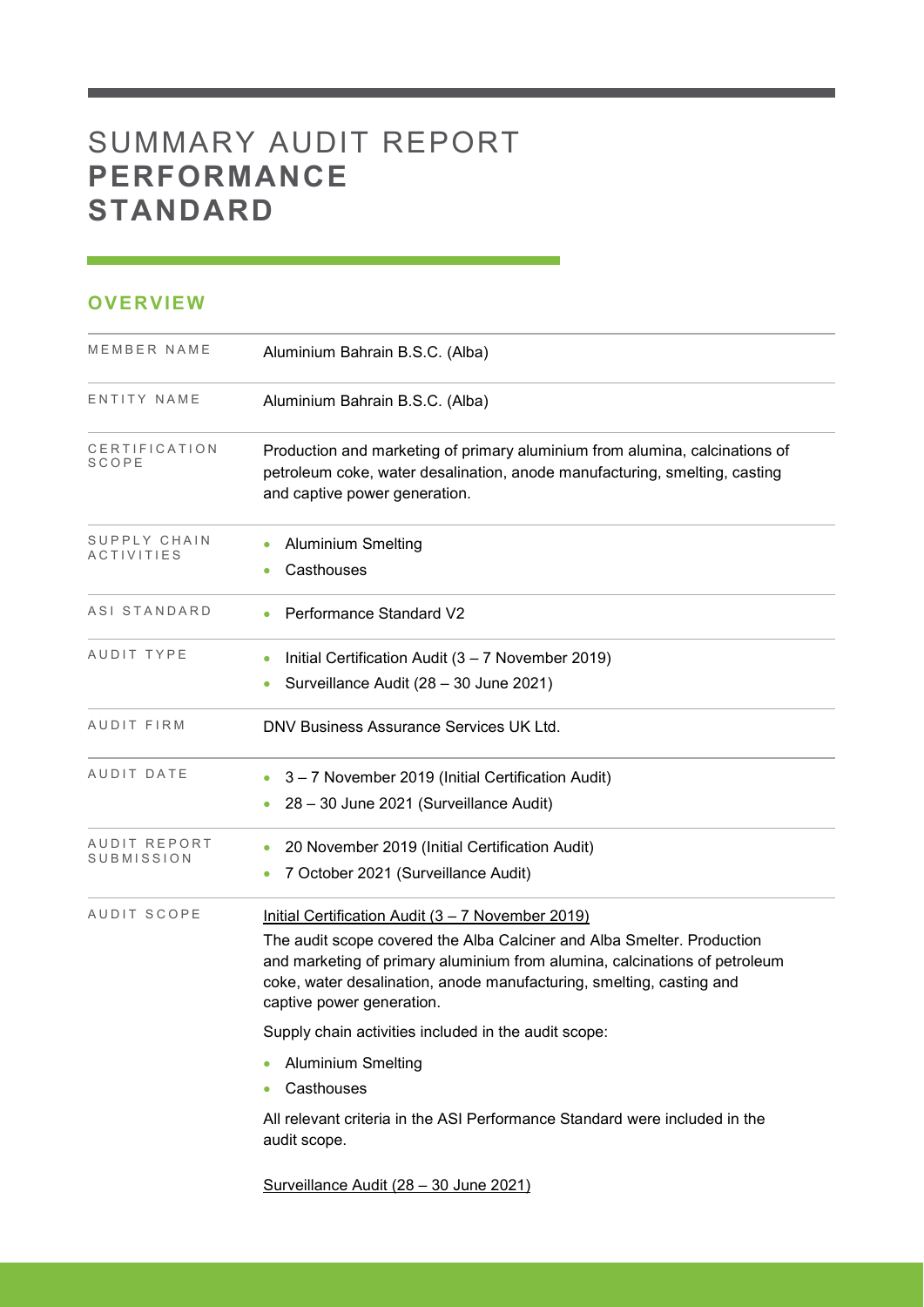# SUMMARY AUDIT REPORT **PERFORMANCE STANDARD**

## OVERVIEW

| | |
|---|---|
| MEMBER NAME | Aluminium Bahrain B.S.C. (Alba) |
| ENTITY NAME | Aluminium Bahrain B.S.C. (Alba) |
| CERTIFICATION SCOPE | Production and marketing of primary aluminium from alumina, calcinations of petroleum coke, water desalination, anode manufacturing, smelting, casting and captive power generation. |
| SUPPLY CHAIN ACTIVITIES | • Aluminium Smelting<br>• Casthouses |
| ASI STANDARD | • Performance Standard V2 |
| AUDIT TYPE | • Initial Certification Audit (3 – 7 November 2019)<br>• Surveillance Audit (28 – 30 June 2021) |
| AUDIT FIRM | DNV Business Assurance Services UK Ltd. |
| AUDIT DATE | • 3 – 7 November 2019 (Initial Certification Audit)<br>• 28 – 30 June 2021 (Surveillance Audit) |
| AUDIT REPORT SUBMISSION | • 20 November 2019 (Initial Certification Audit)<br>• 7 October 2021 (Surveillance Audit) |
| AUDIT SCOPE | Initial Certification Audit (3 – 7 November 2019)<br>The audit scope covered the Alba Calciner and Alba Smelter. Production and marketing of primary aluminium from alumina, calcinations of petroleum coke, water desalination, anode manufacturing, smelting, casting and captive power generation.<br>Supply chain activities included in the audit scope:<br>• Aluminium Smelting<br>• Casthouses<br>All relevant criteria in the ASI Performance Standard were included in the audit scope.<br>Surveillance Audit (28 – 30 June 2021) |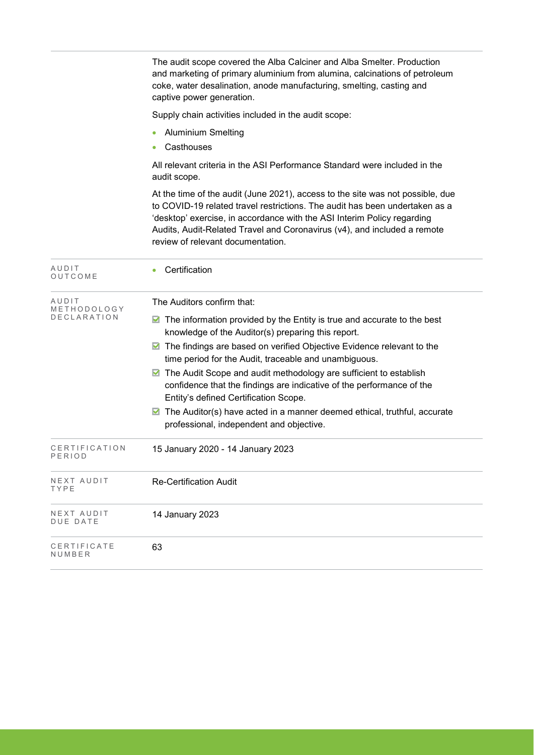| | |
|---|---|
| | The audit scope covered the Alba Calciner and Alba Smelter. Production and marketing of primary aluminium from alumina, calcinations of petroleum coke, water desalination, anode manufacturing, smelting, casting and captive power generation.<br><br>Supply chain activities included in the audit scope:<br>• Aluminium Smelting<br>• Casthouses<br><br>All relevant criteria in the ASI Performance Standard were included in the audit scope.<br><br>At the time of the audit (June 2021), access to the site was not possible, due to COVID-19 related travel restrictions. The audit has been undertaken as a 'desktop' exercise, in accordance with the ASI Interim Policy regarding Audits, Audit-Related Travel and Coronavirus (v4), and included a remote review of relevant documentation. |
| AUDIT OUTCOME | • Certification |
| AUDIT METHODOLOGY DECLARATION | The Auditors confirm that:<br>☑ The information provided by the Entity is true and accurate to the best knowledge of the Auditor(s) preparing this report.<br>☑ The findings are based on verified Objective Evidence relevant to the time period for the Audit, traceable and unambiguous.<br>☑ The Audit Scope and audit methodology are sufficient to establish confidence that the findings are indicative of the performance of the Entity's defined Certification Scope.<br>☑ The Auditor(s) have acted in a manner deemed ethical, truthful, accurate professional, independent and objective. |
| CERTIFICATION PERIOD | 15 January 2020 - 14 January 2023 |
| NEXT AUDIT TYPE | Re-Certification Audit |
| NEXT AUDIT DUE DATE | 14 January 2023 |
| CERTIFICATE NUMBER | 63 |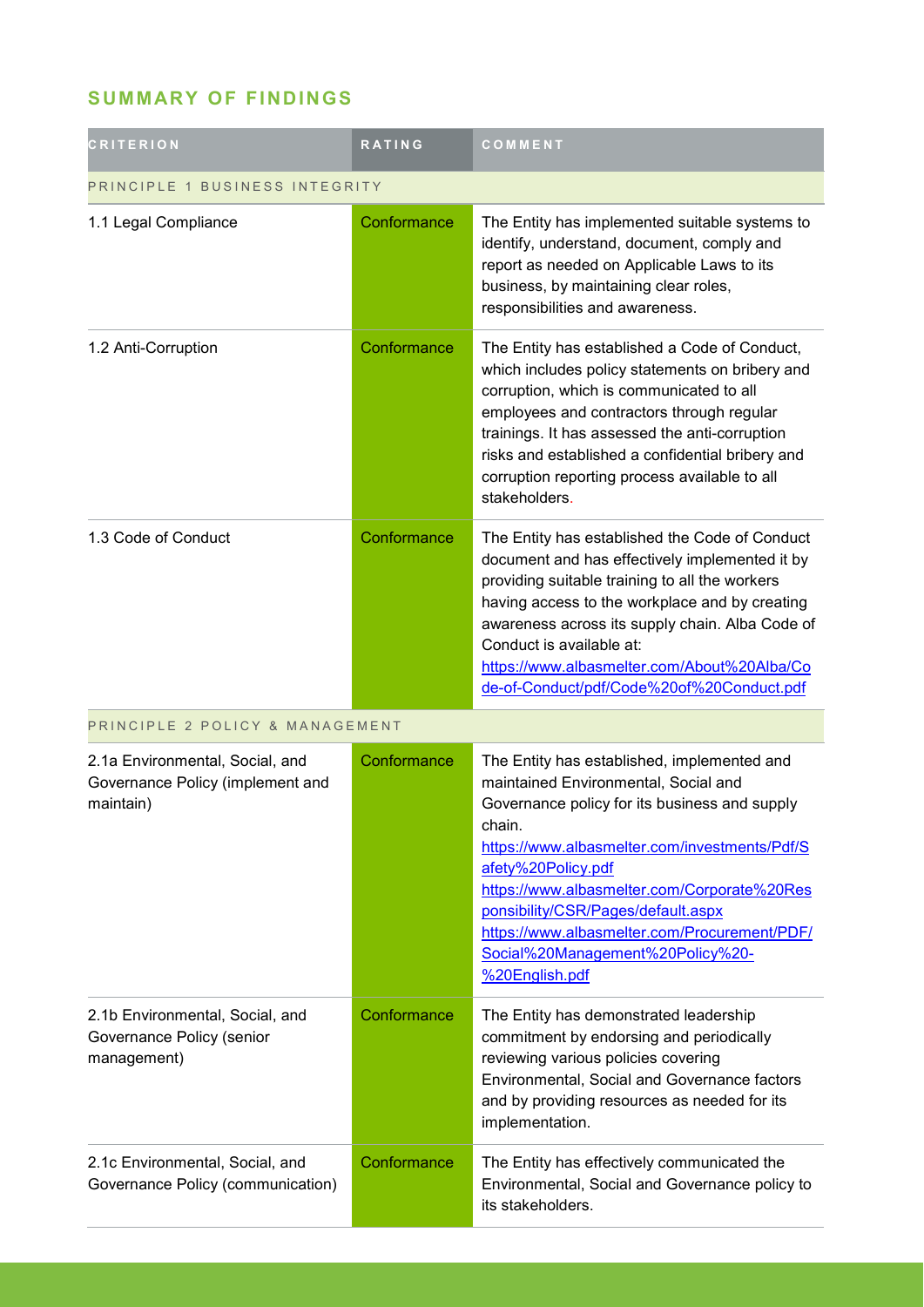## SUMMARY OF FINDINGS

| CRITERION | RATING | COMMENT |
|---|---|---|
| PRINCIPLE 1 BUSINESS INTEGRITY | | |
| 1.1 Legal Compliance | Conformance | The Entity has implemented suitable systems to identify, understand, document, comply and report as needed on Applicable Laws to its business, by maintaining clear roles, responsibilities and awareness. |
| 1.2 Anti-Corruption | Conformance | The Entity has established a Code of Conduct, which includes policy statements on bribery and corruption, which is communicated to all employees and contractors through regular trainings. It has assessed the anti-corruption risks and established a confidential bribery and corruption reporting process available to all stakeholders. |
| 1.3 Code of Conduct | Conformance | The Entity has established the Code of Conduct document and has effectively implemented it by providing suitable training to all the workers having access to the workplace and by creating awareness across its supply chain. Alba Code of Conduct is available at: https://www.albasmelter.com/About%20Alba/Code-of-Conduct/pdf/Code%20of%20Conduct.pdf |
| PRINCIPLE 2 POLICY & MANAGEMENT | | |
| 2.1a Environmental, Social, and Governance Policy (implement and maintain) | Conformance | The Entity has established, implemented and maintained Environmental, Social and Governance policy for its business and supply chain. https://www.albasmelter.com/investments/Pdf/Safety%20Policy.pdf https://www.albasmelter.com/Corporate%20Responsibility/CSR/Pages/default.aspx https://www.albasmelter.com/Procurement/PDF/Social%20Management%20Policy%20-%20English.pdf |
| 2.1b Environmental, Social, and Governance Policy (senior management) | Conformance | The Entity has demonstrated leadership commitment by endorsing and periodically reviewing various policies covering Environmental, Social and Governance factors and by providing resources as needed for its implementation. |
| 2.1c Environmental, Social, and Governance Policy (communication) | Conformance | The Entity has effectively communicated the Environmental, Social and Governance policy to its stakeholders. |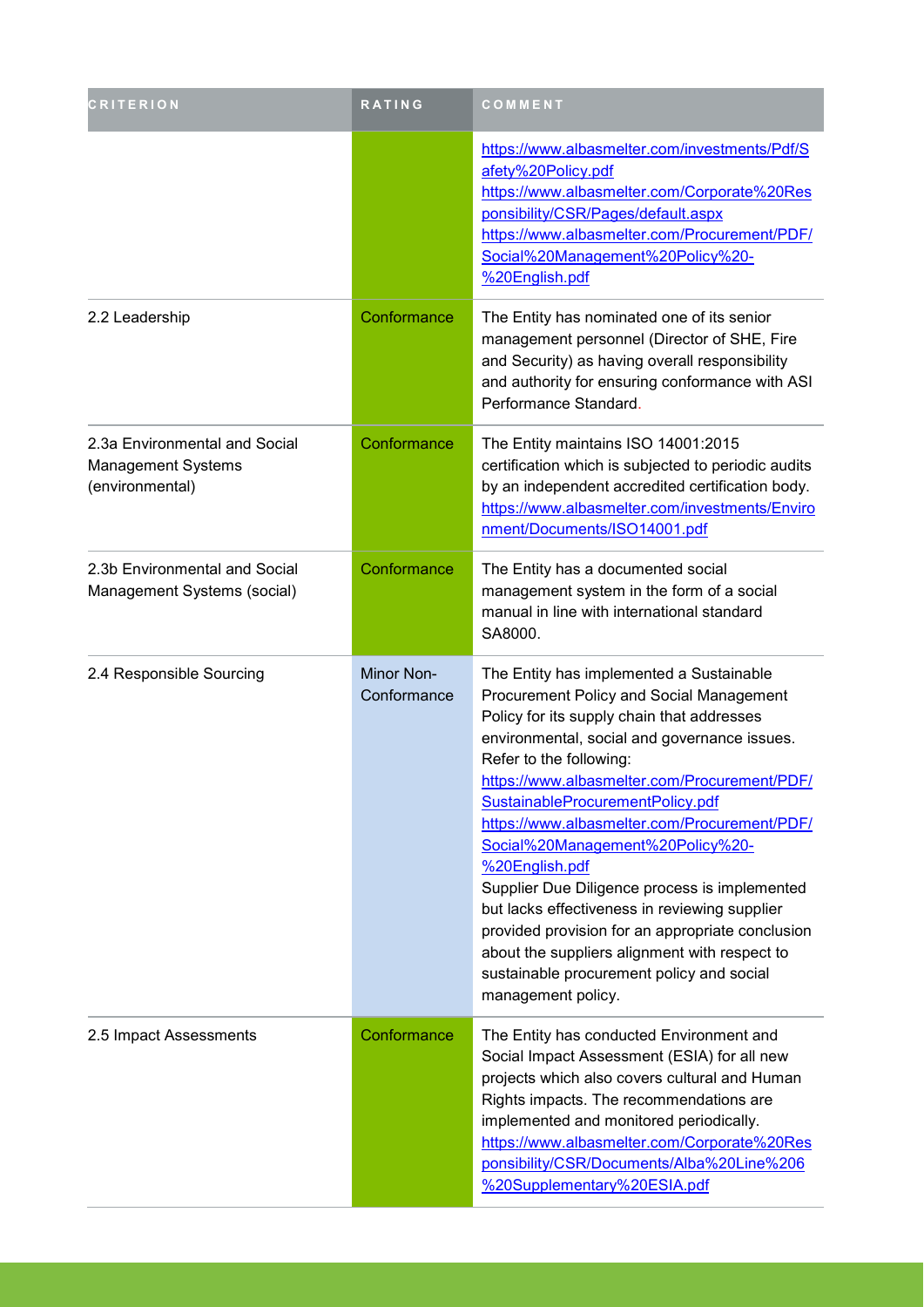| CRITERION | RATING | COMMENT |
|---|---|---|
| | | https://www.albasmelter.com/investments/Pdf/Safety%20Policy.pdf https://www.albasmelter.com/Corporate%20Responsibility/CSR/Pages/default.aspx https://www.albasmelter.com/Procurement/PDF/Social%20Management%20Policy%20-%20English.pdf |
| 2.2 Leadership | Conformance | The Entity has nominated one of its senior management personnel (Director of SHE, Fire and Security) as having overall responsibility and authority for ensuring conformance with ASI Performance Standard. |
| 2.3a Environmental and Social Management Systems (environmental) | Conformance | The Entity maintains ISO 14001:2015 certification which is subjected to periodic audits by an independent accredited certification body. https://www.albasmelter.com/investments/Environment/Documents/ISO14001.pdf |
| 2.3b Environmental and Social Management Systems (social) | Conformance | The Entity has a documented social management system in the form of a social manual in line with international standard SA8000. |
| 2.4 Responsible Sourcing | Minor Non-Conformance | The Entity has implemented a Sustainable Procurement Policy and Social Management Policy for its supply chain that addresses environmental, social and governance issues. Refer to the following: https://www.albasmelter.com/Procurement/PDF/SustainableProcurementPolicy.pdf https://www.albasmelter.com/Procurement/PDF/Social%20Management%20Policy%20-%20English.pdf Supplier Due Diligence process is implemented but lacks effectiveness in reviewing supplier provided provision for an appropriate conclusion about the suppliers alignment with respect to sustainable procurement policy and social management policy. |
| 2.5 Impact Assessments | Conformance | The Entity has conducted Environment and Social Impact Assessment (ESIA) for all new projects which also covers cultural and Human Rights impacts. The recommendations are implemented and monitored periodically. https://www.albasmelter.com/Corporate%20Responsibility/CSR/Documents/Alba%20Line%206%20Supplementary%20ESIA.pdf |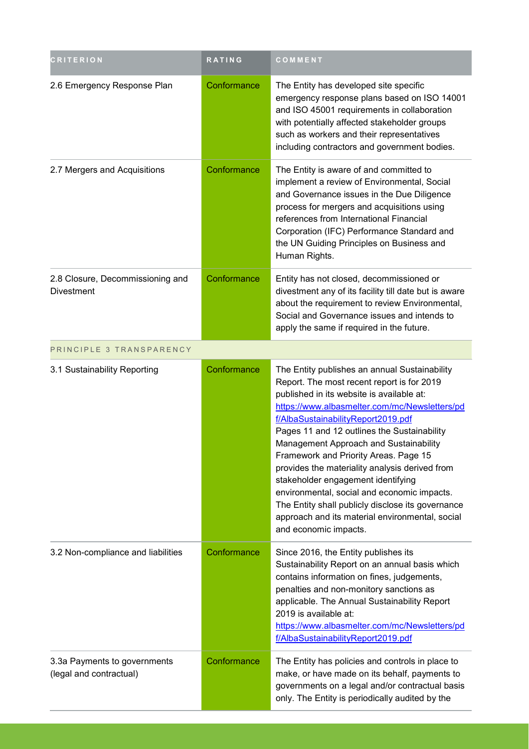| CRITERION | RATING | COMMENT |
| --- | --- | --- |
| 2.6 Emergency Response Plan | Conformance | The Entity has developed site specific emergency response plans based on ISO 14001 and ISO 45001 requirements in collaboration with potentially affected stakeholder groups such as workers and their representatives including contractors and government bodies. |
| 2.7 Mergers and Acquisitions | Conformance | The Entity is aware of and committed to implement a review of Environmental, Social and Governance issues in the Due Diligence process for mergers and acquisitions using references from International Financial Corporation (IFC) Performance Standard and the UN Guiding Principles on Business and Human Rights. |
| 2.8 Closure, Decommissioning and Divestment | Conformance | Entity has not closed, decommissioned or divestment any of its facility till date but is aware about the requirement to review Environmental, Social and Governance issues and intends to apply the same if required in the future. |
| PRINCIPLE 3 TRANSPARENCY | | |
| 3.1 Sustainability Reporting | Conformance | The Entity publishes an annual Sustainability Report. The most recent report is for 2019 published in its website is available at: https://www.albasmelter.com/mc/Newsletters/pdf/AlbaSustainabilityReport2019.pdf Pages 11 and 12 outlines the Sustainability Management Approach and Sustainability Framework and Priority Areas. Page 15 provides the materiality analysis derived from stakeholder engagement identifying environmental, social and economic impacts. The Entity shall publicly disclose its governance approach and its material environmental, social and economic impacts. |
| 3.2 Non-compliance and liabilities | Conformance | Since 2016, the Entity publishes its Sustainability Report on an annual basis which contains information on fines, judgements, penalties and non-monitory sanctions as applicable. The Annual Sustainability Report 2019 is available at: https://www.albasmelter.com/mc/Newsletters/pdf/AlbaSustainabilityReport2019.pdf |
| 3.3a Payments to governments (legal and contractual) | Conformance | The Entity has policies and controls in place to make, or have made on its behalf, payments to governments on a legal and/or contractual basis only. The Entity is periodically audited by the |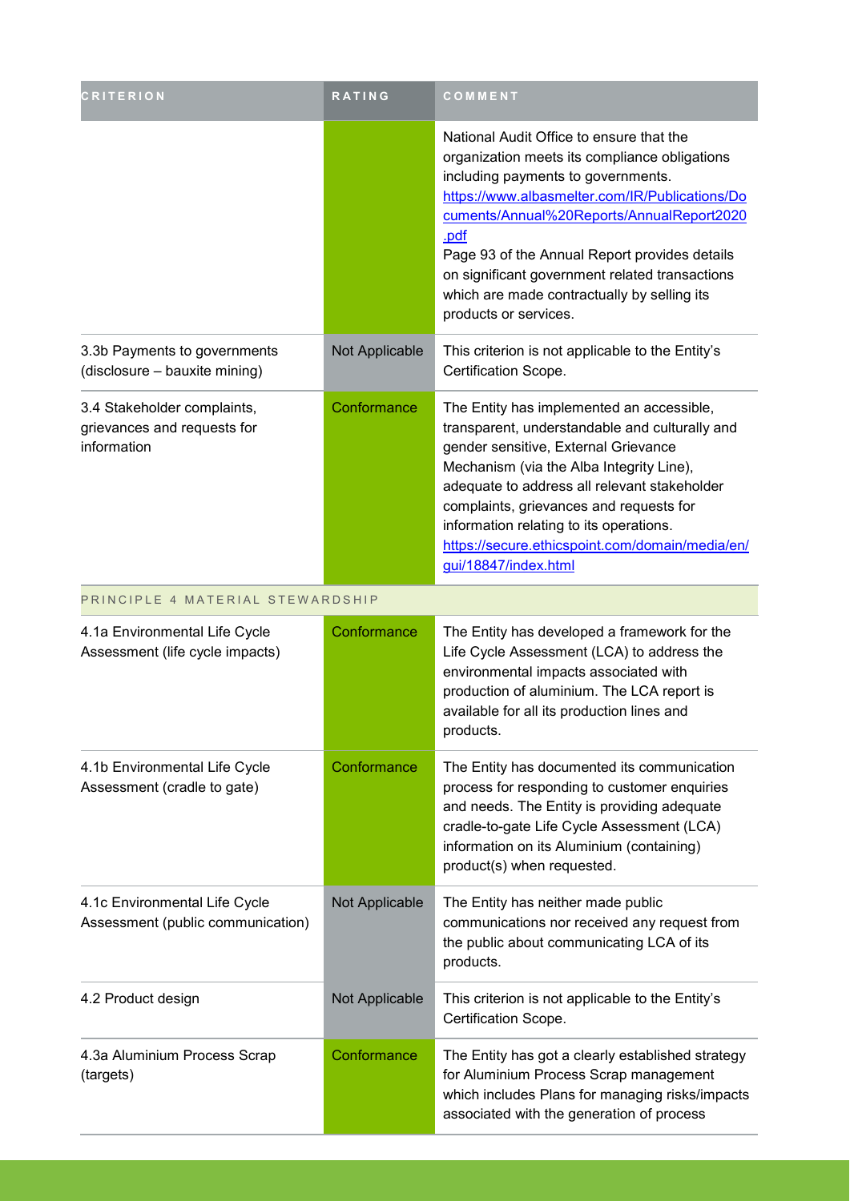| CRITERION | RATING | COMMENT |
| --- | --- | --- |
| | | National Audit Office to ensure that the organization meets its compliance obligations including payments to governments. https://www.albasmelter.com/IR/Publications/Documents/Annual%20Reports/AnnualReport2020.pdf Page 93 of the Annual Report provides details on significant government related transactions which are made contractually by selling its products or services. |
| 3.3b Payments to governments (disclosure – bauxite mining) | Not Applicable | This criterion is not applicable to the Entity's Certification Scope. |
| 3.4 Stakeholder complaints, grievances and requests for information | Conformance | The Entity has implemented an accessible, transparent, understandable and culturally and gender sensitive, External Grievance Mechanism (via the Alba Integrity Line), adequate to address all relevant stakeholder complaints, grievances and requests for information relating to its operations. https://secure.ethicspoint.com/domain/media/en/gui/18847/index.html |
| PRINCIPLE 4 MATERIAL STEWARDSHIP | | |
| 4.1a Environmental Life Cycle Assessment (life cycle impacts) | Conformance | The Entity has developed a framework for the Life Cycle Assessment (LCA) to address the environmental impacts associated with production of aluminium. The LCA report is available for all its production lines and products. |
| 4.1b Environmental Life Cycle Assessment (cradle to gate) | Conformance | The Entity has documented its communication process for responding to customer enquiries and needs. The Entity is providing adequate cradle-to-gate Life Cycle Assessment (LCA) information on its Aluminium (containing) product(s) when requested. |
| 4.1c Environmental Life Cycle Assessment (public communication) | Not Applicable | The Entity has neither made public communications nor received any request from the public about communicating LCA of its products. |
| 4.2 Product design | Not Applicable | This criterion is not applicable to the Entity's Certification Scope. |
| 4.3a Aluminium Process Scrap (targets) | Conformance | The Entity has got a clearly established strategy for Aluminium Process Scrap management which includes Plans for managing risks/impacts associated with the generation of process |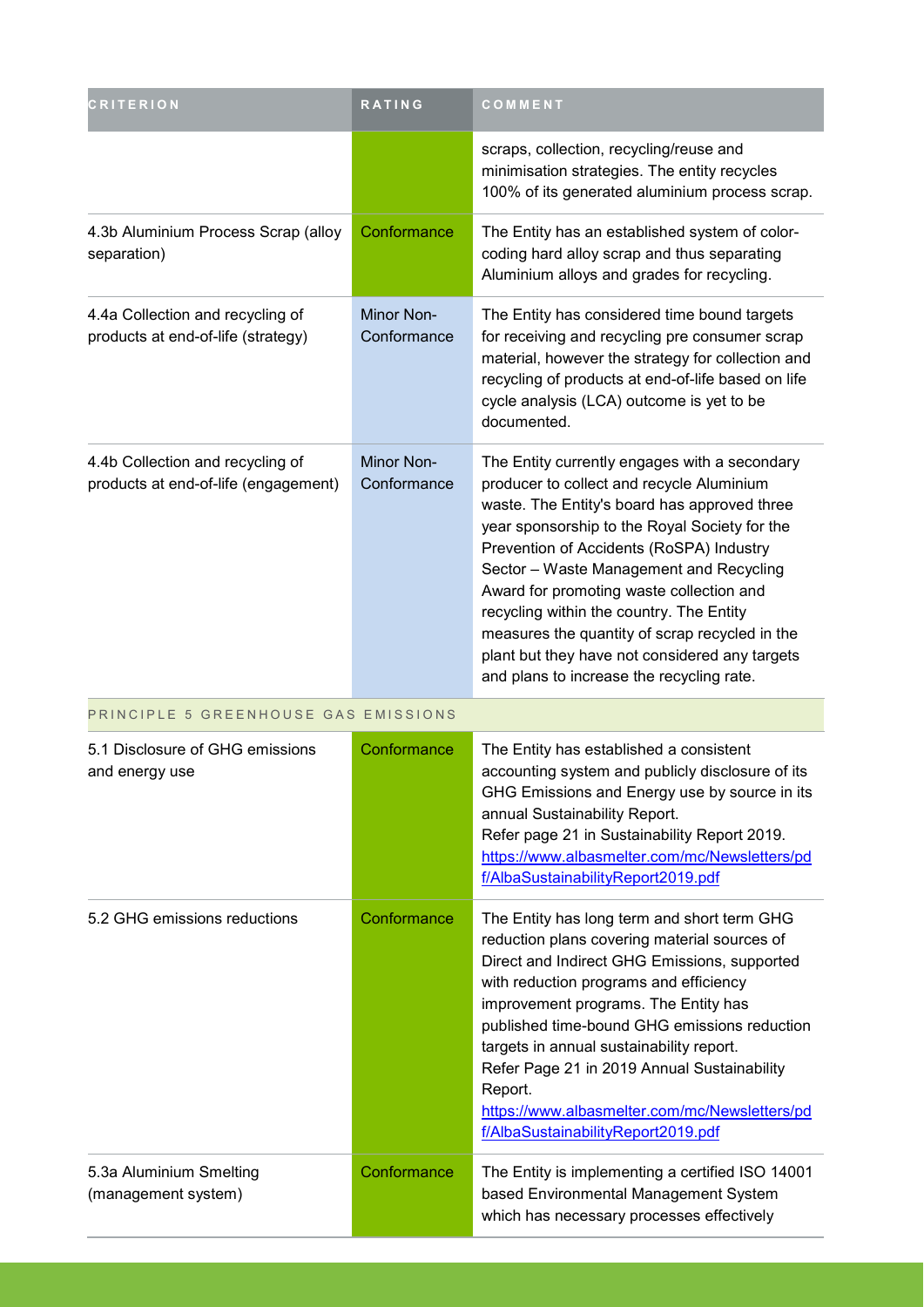| CRITERION | RATING | COMMENT |
| --- | --- | --- |
| | | scraps, collection, recycling/reuse and minimisation strategies. The entity recycles 100% of its generated aluminium process scrap. |
| 4.3b Aluminium Process Scrap (alloy separation) | Conformance | The Entity has an established system of color-coding hard alloy scrap and thus separating Aluminium alloys and grades for recycling. |
| 4.4a Collection and recycling of products at end-of-life (strategy) | Minor Non-Conformance | The Entity has considered time bound targets for receiving and recycling pre consumer scrap material, however the strategy for collection and recycling of products at end-of-life based on life cycle analysis (LCA) outcome is yet to be documented. |
| 4.4b Collection and recycling of products at end-of-life (engagement) | Minor Non-Conformance | The Entity currently engages with a secondary producer to collect and recycle Aluminium waste. The Entity's board has approved three year sponsorship to the Royal Society for the Prevention of Accidents (RoSPA) Industry Sector – Waste Management and Recycling Award for promoting waste collection and recycling within the country. The Entity measures the quantity of scrap recycled in the plant but they have not considered any targets and plans to increase the recycling rate. |
| PRINCIPLE 5 GREENHOUSE GAS EMISSIONS | | |
| 5.1 Disclosure of GHG emissions and energy use | Conformance | The Entity has established a consistent accounting system and publicly disclosure of its GHG Emissions and Energy use by source in its annual Sustainability Report. Refer page 21 in Sustainability Report 2019. https://www.albasmelter.com/mc/Newsletters/pdf/AlbaSustainabilityReport2019.pdf |
| 5.2 GHG emissions reductions | Conformance | The Entity has long term and short term GHG reduction plans covering material sources of Direct and Indirect GHG Emissions, supported with reduction programs and efficiency improvement programs. The Entity has published time-bound GHG emissions reduction targets in annual sustainability report. Refer Page 21 in 2019 Annual Sustainability Report. https://www.albasmelter.com/mc/Newsletters/pdf/AlbaSustainabilityReport2019.pdf |
| 5.3a Aluminium Smelting (management system) | Conformance | The Entity is implementing a certified ISO 14001 based Environmental Management System which has necessary processes effectively |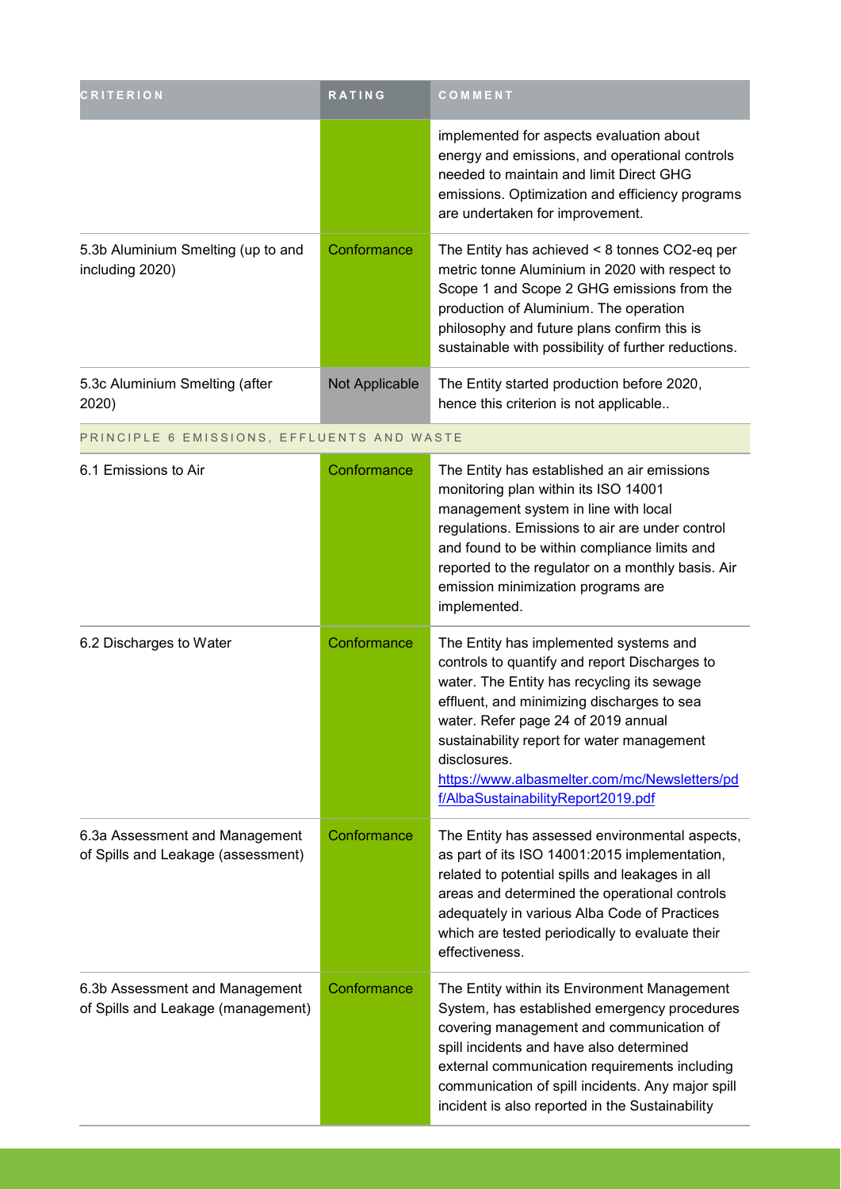| CRITERION | RATING | COMMENT |
| --- | --- | --- |
| | | implemented for aspects evaluation about energy and emissions, and operational controls needed to maintain and limit Direct GHG emissions. Optimization and efficiency programs are undertaken for improvement. |
| 5.3b Aluminium Smelting (up to and including 2020) | Conformance | The Entity has achieved < 8 tonnes CO2-eq per metric tonne Aluminium in 2020 with respect to Scope 1 and Scope 2 GHG emissions from the production of Aluminium. The operation philosophy and future plans confirm this is sustainable with possibility of further reductions. |
| 5.3c Aluminium Smelting (after 2020) | Not Applicable | The Entity started production before 2020, hence this criterion is not applicable.. |
| PRINCIPLE 6 EMISSIONS, EFFLUENTS AND WASTE | | |
| 6.1 Emissions to Air | Conformance | The Entity has established an air emissions monitoring plan within its ISO 14001 management system in line with local regulations. Emissions to air are under control and found to be within compliance limits and reported to the regulator on a monthly basis. Air emission minimization programs are implemented. |
| 6.2 Discharges to Water | Conformance | The Entity has implemented systems and controls to quantify and report Discharges to water. The Entity has recycling its sewage effluent, and minimizing discharges to sea water. Refer page 24 of 2019 annual sustainability report for water management disclosures. https://www.albasmelter.com/mc/Newsletters/pdf/AlbaSustainabilityReport2019.pdf |
| 6.3a Assessment and Management of Spills and Leakage (assessment) | Conformance | The Entity has assessed environmental aspects, as part of its ISO 14001:2015 implementation, related to potential spills and leakages in all areas and determined the operational controls adequately in various Alba Code of Practices which are tested periodically to evaluate their effectiveness. |
| 6.3b Assessment and Management of Spills and Leakage (management) | Conformance | The Entity within its Environment Management System, has established emergency procedures covering management and communication of spill incidents and have also determined external communication requirements including communication of spill incidents. Any major spill incident is also reported in the Sustainability |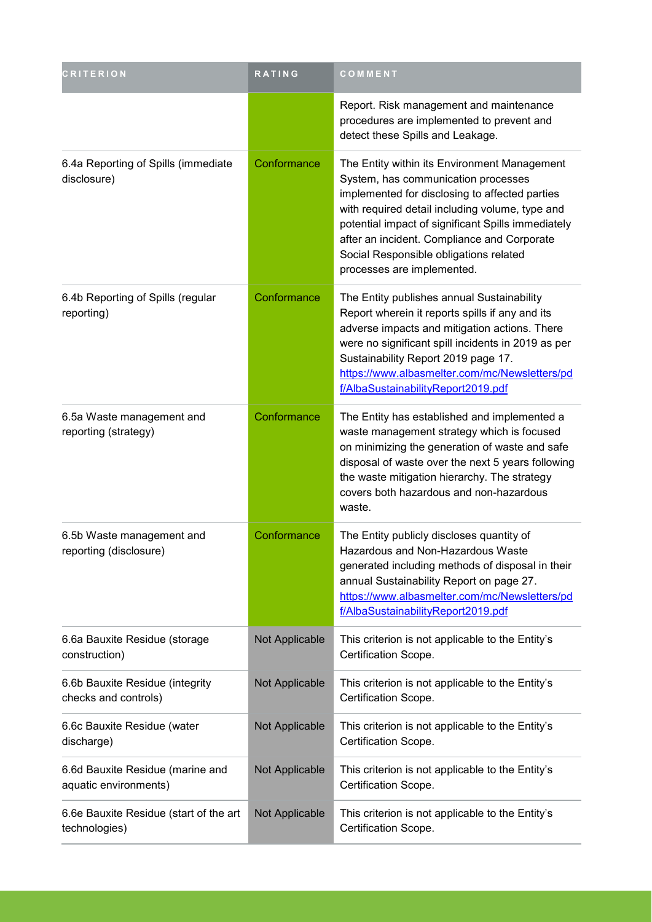| CRITERION | RATING | COMMENT |
|---|---|---|
| | | Report. Risk management and maintenance procedures are implemented to prevent and detect these Spills and Leakage. |
| 6.4a Reporting of Spills (immediate disclosure) | Conformance | The Entity within its Environment Management System, has communication processes implemented for disclosing to affected parties with required detail including volume, type and potential impact of significant Spills immediately after an incident. Compliance and Corporate Social Responsible obligations related processes are implemented. |
| 6.4b Reporting of Spills (regular reporting) | Conformance | The Entity publishes annual Sustainability Report wherein it reports spills if any and its adverse impacts and mitigation actions. There were no significant spill incidents in 2019 as per Sustainability Report 2019 page 17. https://www.albasmelter.com/mc/Newsletters/pdf/AlbaSustainabilityReport2019.pdf |
| 6.5a Waste management and reporting (strategy) | Conformance | The Entity has established and implemented a waste management strategy which is focused on minimizing the generation of waste and safe disposal of waste over the next 5 years following the waste mitigation hierarchy. The strategy covers both hazardous and non-hazardous waste. |
| 6.5b Waste management and reporting (disclosure) | Conformance | The Entity publicly discloses quantity of Hazardous and Non-Hazardous Waste generated including methods of disposal in their annual Sustainability Report on page 27. https://www.albasmelter.com/mc/Newsletters/pdf/AlbaSustainabilityReport2019.pdf |
| 6.6a Bauxite Residue (storage construction) | Not Applicable | This criterion is not applicable to the Entity's Certification Scope. |
| 6.6b Bauxite Residue (integrity checks and controls) | Not Applicable | This criterion is not applicable to the Entity's Certification Scope. |
| 6.6c Bauxite Residue (water discharge) | Not Applicable | This criterion is not applicable to the Entity's Certification Scope. |
| 6.6d Bauxite Residue (marine and aquatic environments) | Not Applicable | This criterion is not applicable to the Entity's Certification Scope. |
| 6.6e Bauxite Residue (start of the art technologies) | Not Applicable | This criterion is not applicable to the Entity's Certification Scope. |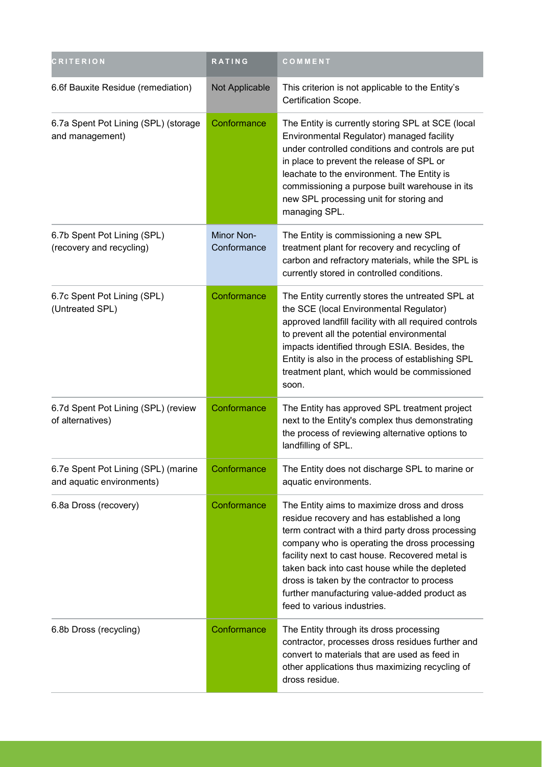| CRITERION | RATING | COMMENT |
| --- | --- | --- |
| 6.6f Bauxite Residue (remediation) | Not Applicable | This criterion is not applicable to the Entity's Certification Scope. |
| 6.7a Spent Pot Lining (SPL) (storage and management) | Conformance | The Entity is currently storing SPL at SCE (local Environmental Regulator) managed facility under controlled conditions and controls are put in place to prevent the release of SPL or leachate to the environment. The Entity is commissioning a purpose built warehouse in its new SPL processing unit for storing and managing SPL. |
| 6.7b Spent Pot Lining (SPL) (recovery and recycling) | Minor Non-Conformance | The Entity is commissioning a new SPL treatment plant for recovery and recycling of carbon and refractory materials, while the SPL is currently stored in controlled conditions. |
| 6.7c Spent Pot Lining (SPL) (Untreated SPL) | Conformance | The Entity currently stores the untreated SPL at the SCE (local Environmental Regulator) approved landfill facility with all required controls to prevent all the potential environmental impacts identified through ESIA. Besides, the Entity is also in the process of establishing SPL treatment plant, which would be commissioned soon. |
| 6.7d Spent Pot Lining (SPL) (review of alternatives) | Conformance | The Entity has approved SPL treatment project next to the Entity's complex thus demonstrating the process of reviewing alternative options to landfilling of SPL. |
| 6.7e Spent Pot Lining (SPL) (marine and aquatic environments) | Conformance | The Entity does not discharge SPL to marine or aquatic environments. |
| 6.8a Dross (recovery) | Conformance | The Entity aims to maximize dross and dross residue recovery and has established a long term contract with a third party dross processing company who is operating the dross processing facility next to cast house. Recovered metal is taken back into cast house while the depleted dross is taken by the contractor to process further manufacturing value-added product as feed to various industries. |
| 6.8b Dross (recycling) | Conformance | The Entity through its dross processing contractor, processes dross residues further and convert to materials that are used as feed in other applications thus maximizing recycling of dross residue. |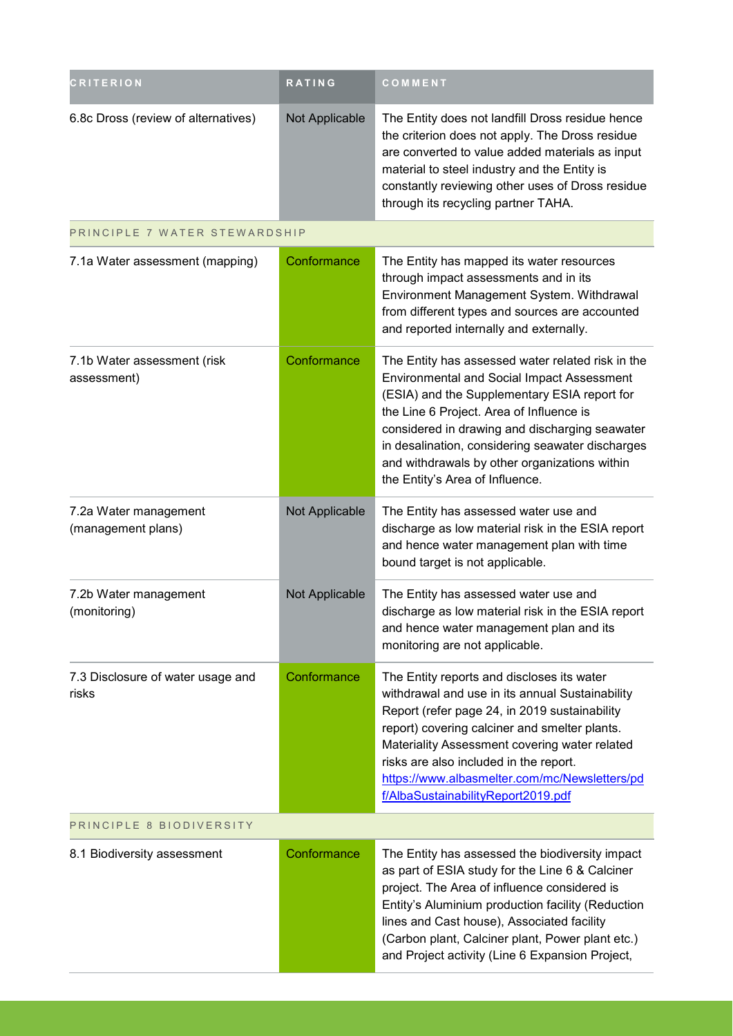| CRITERION | RATING | COMMENT |
| --- | --- | --- |
| 6.8c Dross (review of alternatives) | Not Applicable | The Entity does not landfill Dross residue hence the criterion does not apply. The Dross residue are converted to value added materials as input material to steel industry and the Entity is constantly reviewing other uses of Dross residue through its recycling partner TAHA. |
| PRINCIPLE 7 WATER STEWARDSHIP | | |
| 7.1a Water assessment (mapping) | Conformance | The Entity has mapped its water resources through impact assessments and in its Environment Management System. Withdrawal from different types and sources are accounted and reported internally and externally. |
| 7.1b Water assessment (risk assessment) | Conformance | The Entity has assessed water related risk in the Environmental and Social Impact Assessment (ESIA) and the Supplementary ESIA report for the Line 6 Project. Area of Influence is considered in drawing and discharging seawater in desalination, considering seawater discharges and withdrawals by other organizations within the Entity's Area of Influence. |
| 7.2a Water management (management plans) | Not Applicable | The Entity has assessed water use and discharge as low material risk in the ESIA report and hence water management plan with time bound target is not applicable. |
| 7.2b Water management (monitoring) | Not Applicable | The Entity has assessed water use and discharge as low material risk in the ESIA report and hence water management plan and its monitoring are not applicable. |
| 7.3 Disclosure of water usage and risks | Conformance | The Entity reports and discloses its water withdrawal and use in its annual Sustainability Report (refer page 24, in 2019 sustainability report) covering calciner and smelter plants. Materiality Assessment covering water related risks are also included in the report. https://www.albasmelter.com/mc/Newsletters/pdf/AlbaSustainabilityReport2019.pdf |
| PRINCIPLE 8 BIODIVERSITY | | |
| 8.1 Biodiversity assessment | Conformance | The Entity has assessed the biodiversity impact as part of ESIA study for the Line 6 & Calciner project. The Area of influence considered is Entity's Aluminium production facility (Reduction lines and Cast house), Associated facility (Carbon plant, Calciner plant, Power plant etc.) and Project activity (Line 6 Expansion Project, |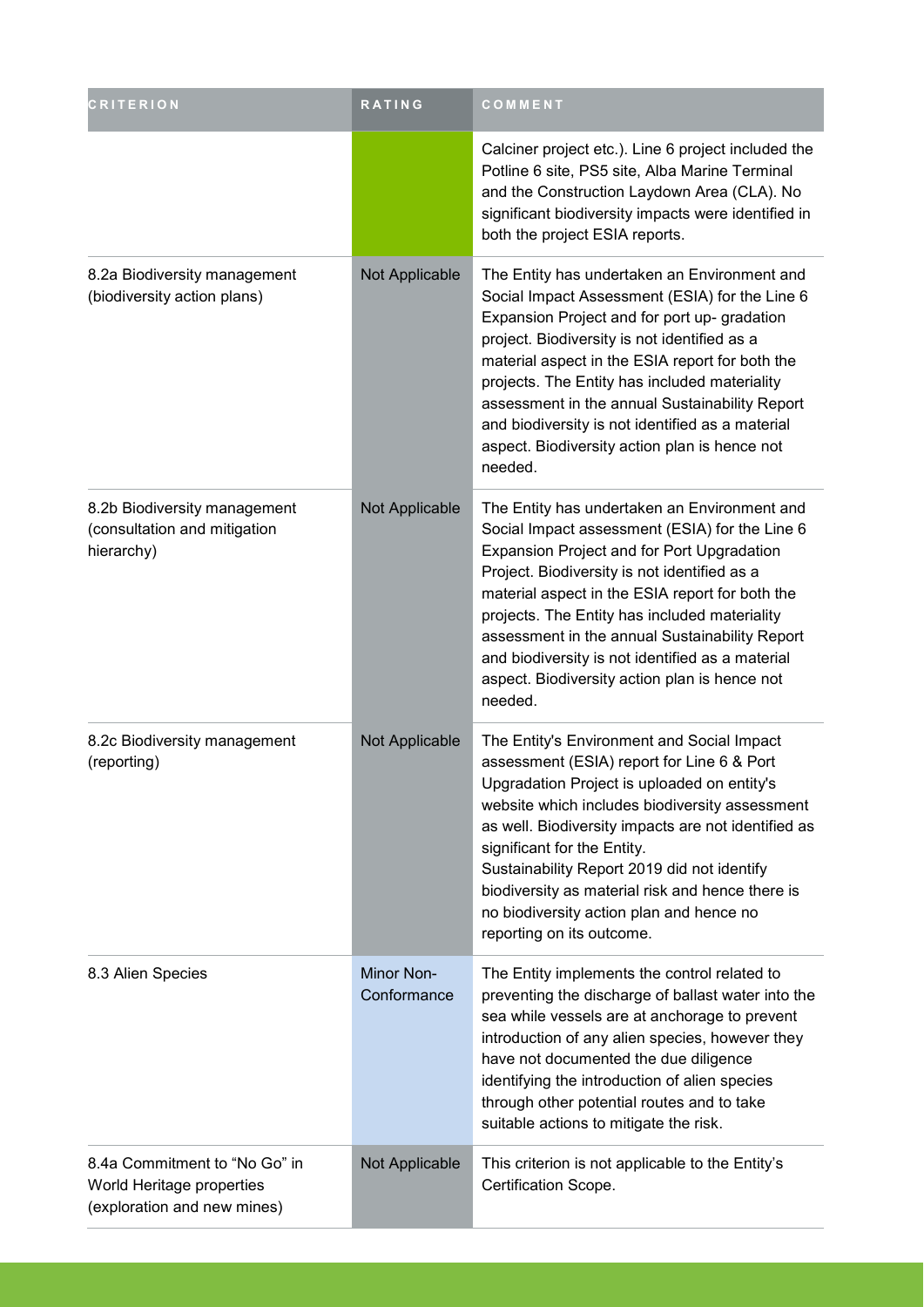| CRITERION | RATING | COMMENT |
| --- | --- | --- |
| | | Calciner project etc.). Line 6 project included the Potline 6 site, PS5 site, Alba Marine Terminal and the Construction Laydown Area (CLA). No significant biodiversity impacts were identified in both the project ESIA reports. |
| 8.2a Biodiversity management (biodiversity action plans) | Not Applicable | The Entity has undertaken an Environment and Social Impact Assessment (ESIA) for the Line 6 Expansion Project and for port up- gradation project. Biodiversity is not identified as a material aspect in the ESIA report for both the projects. The Entity has included materiality assessment in the annual Sustainability Report and biodiversity is not identified as a material aspect. Biodiversity action plan is hence not needed. |
| 8.2b Biodiversity management (consultation and mitigation hierarchy) | Not Applicable | The Entity has undertaken an Environment and Social Impact assessment (ESIA) for the Line 6 Expansion Project and for Port Upgradation Project. Biodiversity is not identified as a material aspect in the ESIA report for both the projects. The Entity has included materiality assessment in the annual Sustainability Report and biodiversity is not identified as a material aspect. Biodiversity action plan is hence not needed. |
| 8.2c Biodiversity management (reporting) | Not Applicable | The Entity's Environment and Social Impact assessment (ESIA) report for Line 6 & Port Upgradation Project is uploaded on entity's website which includes biodiversity assessment as well. Biodiversity impacts are not identified as significant for the Entity.<br>Sustainability Report 2019 did not identify biodiversity as material risk and hence there is no biodiversity action plan and hence no reporting on its outcome. |
| 8.3 Alien Species | Minor Non-Conformance | The Entity implements the control related to preventing the discharge of ballast water into the sea while vessels are at anchorage to prevent introduction of any alien species, however they have not documented the due diligence identifying the introduction of alien species through other potential routes and to take suitable actions to mitigate the risk. |
| 8.4a Commitment to "No Go" in World Heritage properties (exploration and new mines) | Not Applicable | This criterion is not applicable to the Entity's Certification Scope. |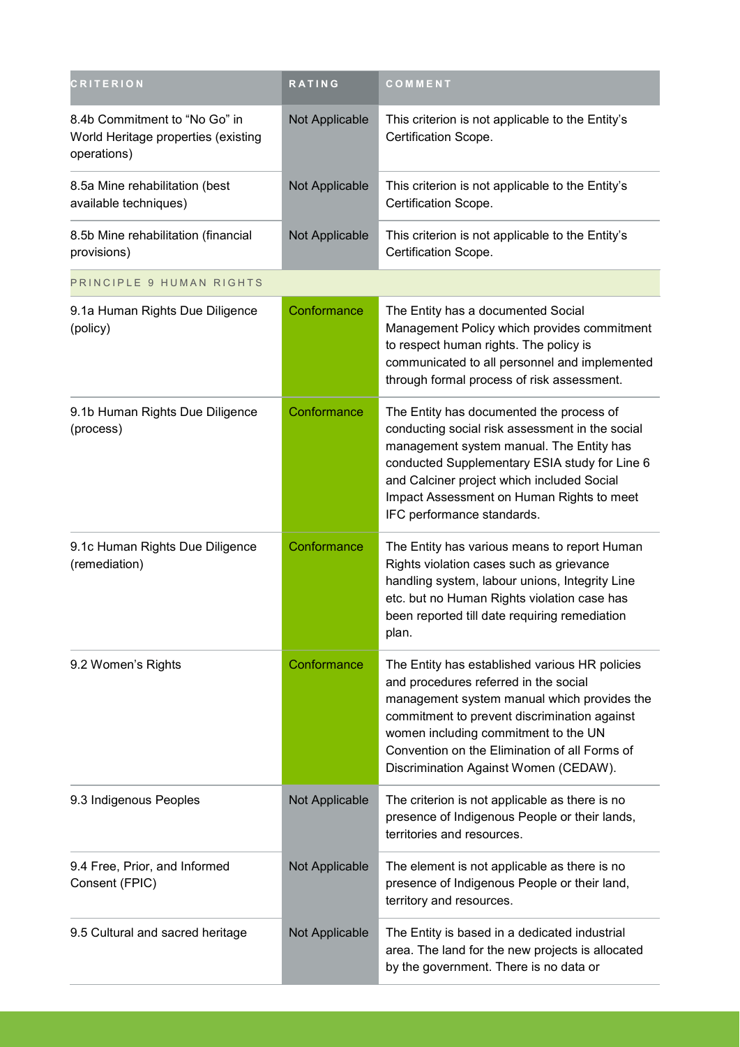| CRITERION | RATING | COMMENT |
| --- | --- | --- |
| 8.4b Commitment to “No Go” in World Heritage properties (existing operations) | Not Applicable | This criterion is not applicable to the Entity’s Certification Scope. |
| 8.5a Mine rehabilitation (best available techniques) | Not Applicable | This criterion is not applicable to the Entity’s Certification Scope. |
| 8.5b Mine rehabilitation (financial provisions) | Not Applicable | This criterion is not applicable to the Entity’s Certification Scope. |
| PRINCIPLE 9 HUMAN RIGHTS | | |
| 9.1a Human Rights Due Diligence (policy) | Conformance | The Entity has a documented Social Management Policy which provides commitment to respect human rights. The policy is communicated to all personnel and implemented through formal process of risk assessment. |
| 9.1b Human Rights Due Diligence (process) | Conformance | The Entity has documented the process of conducting social risk assessment in the social management system manual. The Entity has conducted Supplementary ESIA study for Line 6 and Calciner project which included Social Impact Assessment on Human Rights to meet IFC performance standards. |
| 9.1c Human Rights Due Diligence (remediation) | Conformance | The Entity has various means to report Human Rights violation cases such as grievance handling system, labour unions, Integrity Line etc. but no Human Rights violation case has been reported till date requiring remediation plan. |
| 9.2 Women’s Rights | Conformance | The Entity has established various HR policies and procedures referred in the social management system manual which provides the commitment to prevent discrimination against women including commitment to the UN Convention on the Elimination of all Forms of Discrimination Against Women (CEDAW). |
| 9.3 Indigenous Peoples | Not Applicable | The criterion is not applicable as there is no presence of Indigenous People or their lands, territories and resources. |
| 9.4 Free, Prior, and Informed Consent (FPIC) | Not Applicable | The element is not applicable as there is no presence of Indigenous People or their land, territory and resources. |
| 9.5 Cultural and sacred heritage | Not Applicable | The Entity is based in a dedicated industrial area. The land for the new projects is allocated by the government. There is no data or |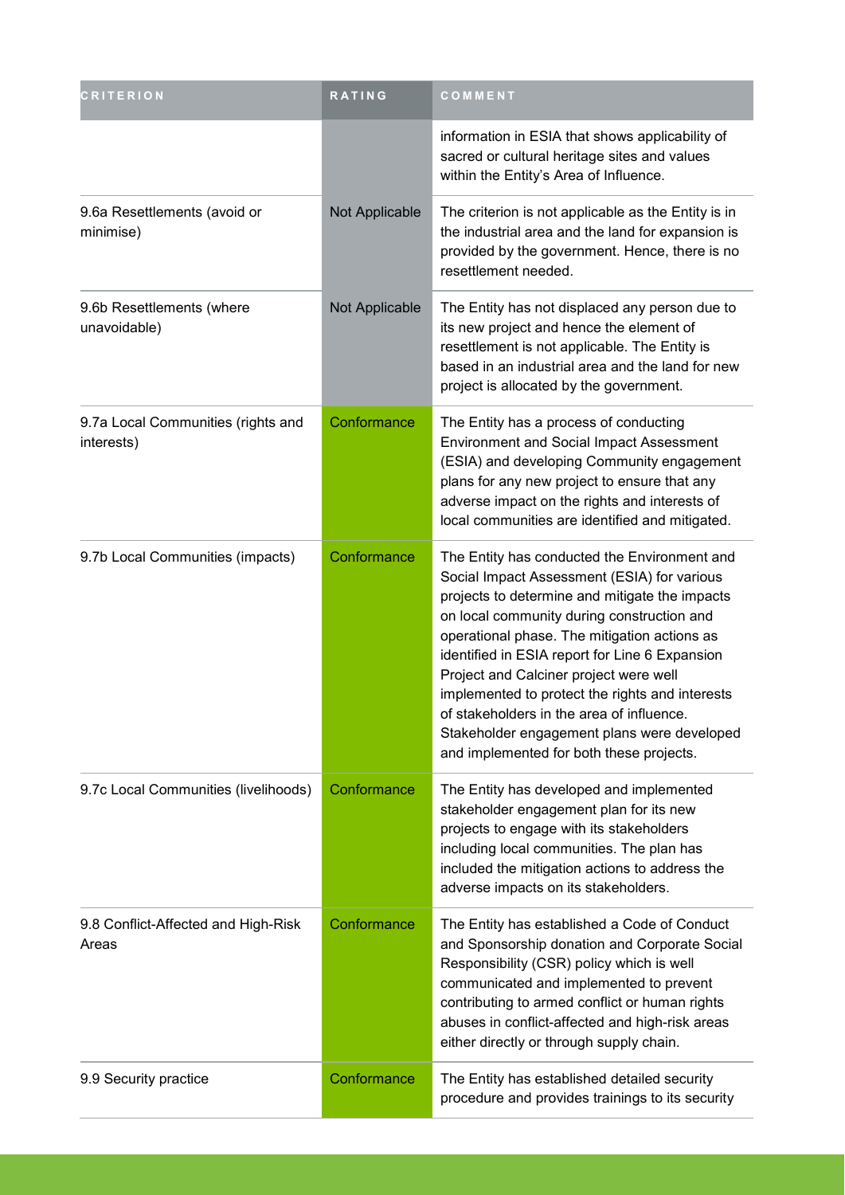| CRITERION | RATING | COMMENT |
|---|---|---|
| | | information in ESIA that shows applicability of sacred or cultural heritage sites and values within the Entity's Area of Influence. |
| 9.6a Resettlements (avoid or minimise) | Not Applicable | The criterion is not applicable as the Entity is in the industrial area and the land for expansion is provided by the government. Hence, there is no resettlement needed. |
| 9.6b Resettlements (where unavoidable) | Not Applicable | The Entity has not displaced any person due to its new project and hence the element of resettlement is not applicable. The Entity is based in an industrial area and the land for new project is allocated by the government. |
| 9.7a Local Communities (rights and interests) | Conformance | The Entity has a process of conducting Environment and Social Impact Assessment (ESIA) and developing Community engagement plans for any new project to ensure that any adverse impact on the rights and interests of local communities are identified and mitigated. |
| 9.7b Local Communities (impacts) | Conformance | The Entity has conducted the Environment and Social Impact Assessment (ESIA) for various projects to determine and mitigate the impacts on local community during construction and operational phase. The mitigation actions as identified in ESIA report for Line 6 Expansion Project and Calciner project were well implemented to protect the rights and interests of stakeholders in the area of influence. Stakeholder engagement plans were developed and implemented for both these projects. |
| 9.7c Local Communities (livelihoods) | Conformance | The Entity has developed and implemented stakeholder engagement plan for its new projects to engage with its stakeholders including local communities. The plan has included the mitigation actions to address the adverse impacts on its stakeholders. |
| 9.8 Conflict-Affected and High-Risk Areas | Conformance | The Entity has established a Code of Conduct and Sponsorship donation and Corporate Social Responsibility (CSR) policy which is well communicated and implemented to prevent contributing to armed conflict or human rights abuses in conflict-affected and high-risk areas either directly or through supply chain. |
| 9.9 Security practice | Conformance | The Entity has established detailed security procedure and provides trainings to its security |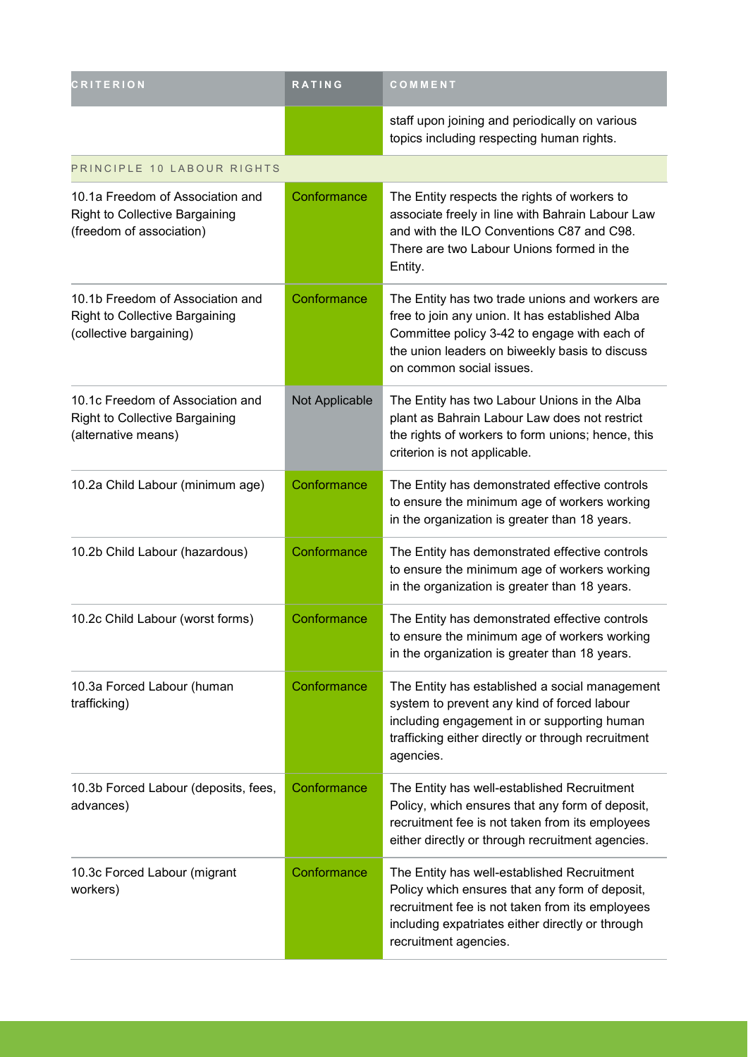| CRITERION | RATING | COMMENT |
|---|---|---|
| | | staff upon joining and periodically on various topics including respecting human rights. |
| PRINCIPLE 10 LABOUR RIGHTS | | |
| 10.1a Freedom of Association and Right to Collective Bargaining (freedom of association) | Conformance | The Entity respects the rights of workers to associate freely in line with Bahrain Labour Law and with the ILO Conventions C87 and C98. There are two Labour Unions formed in the Entity. |
| 10.1b Freedom of Association and Right to Collective Bargaining (collective bargaining) | Conformance | The Entity has two trade unions and workers are free to join any union. It has established Alba Committee policy 3-42 to engage with each of the union leaders on biweekly basis to discuss on common social issues. |
| 10.1c Freedom of Association and Right to Collective Bargaining (alternative means) | Not Applicable | The Entity has two Labour Unions in the Alba plant as Bahrain Labour Law does not restrict the rights of workers to form unions; hence, this criterion is not applicable. |
| 10.2a Child Labour (minimum age) | Conformance | The Entity has demonstrated effective controls to ensure the minimum age of workers working in the organization is greater than 18 years. |
| 10.2b Child Labour (hazardous) | Conformance | The Entity has demonstrated effective controls to ensure the minimum age of workers working in the organization is greater than 18 years. |
| 10.2c Child Labour (worst forms) | Conformance | The Entity has demonstrated effective controls to ensure the minimum age of workers working in the organization is greater than 18 years. |
| 10.3a Forced Labour (human trafficking) | Conformance | The Entity has established a social management system to prevent any kind of forced labour including engagement in or supporting human trafficking either directly or through recruitment agencies. |
| 10.3b Forced Labour (deposits, fees, advances) | Conformance | The Entity has well-established Recruitment Policy, which ensures that any form of deposit, recruitment fee is not taken from its employees either directly or through recruitment agencies. |
| 10.3c Forced Labour (migrant workers) | Conformance | The Entity has well-established Recruitment Policy which ensures that any form of deposit, recruitment fee is not taken from its employees including expatriates either directly or through recruitment agencies. |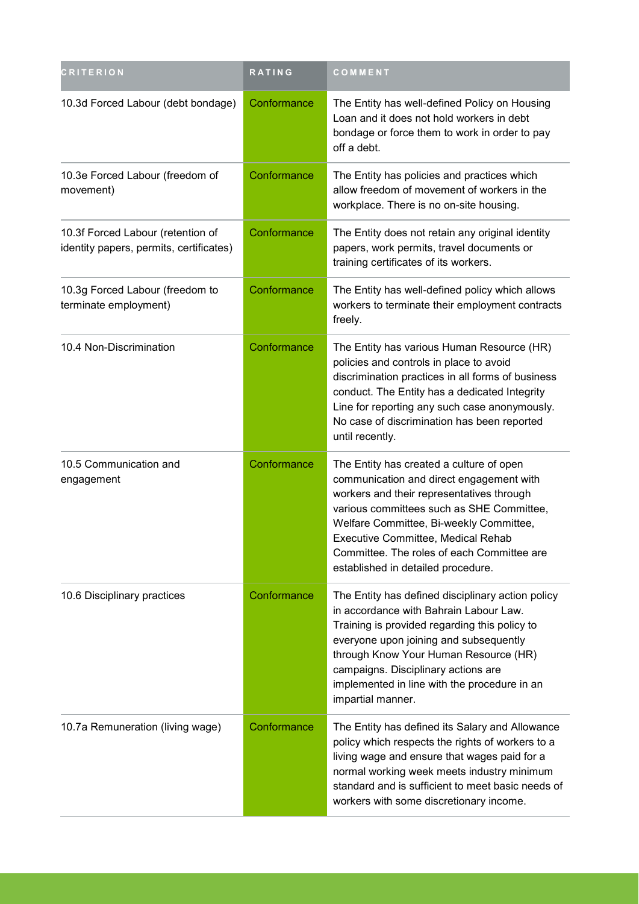| CRITERION | RATING | COMMENT |
| --- | --- | --- |
| 10.3d Forced Labour (debt bondage) | Conformance | The Entity has well-defined Policy on Housing Loan and it does not hold workers in debt bondage or force them to work in order to pay off a debt. |
| 10.3e Forced Labour (freedom of movement) | Conformance | The Entity has policies and practices which allow freedom of movement of workers in the workplace. There is no on-site housing. |
| 10.3f Forced Labour (retention of identity papers, permits, certificates) | Conformance | The Entity does not retain any original identity papers, work permits, travel documents or training certificates of its workers. |
| 10.3g Forced Labour (freedom to terminate employment) | Conformance | The Entity has well-defined policy which allows workers to terminate their employment contracts freely. |
| 10.4 Non-Discrimination | Conformance | The Entity has various Human Resource (HR) policies and controls in place to avoid discrimination practices in all forms of business conduct. The Entity has a dedicated Integrity Line for reporting any such case anonymously. No case of discrimination has been reported until recently. |
| 10.5 Communication and engagement | Conformance | The Entity has created a culture of open communication and direct engagement with workers and their representatives through various committees such as SHE Committee, Welfare Committee, Bi-weekly Committee, Executive Committee, Medical Rehab Committee. The roles of each Committee are established in detailed procedure. |
| 10.6 Disciplinary practices | Conformance | The Entity has defined disciplinary action policy in accordance with Bahrain Labour Law. Training is provided regarding this policy to everyone upon joining and subsequently through Know Your Human Resource (HR) campaigns. Disciplinary actions are implemented in line with the procedure in an impartial manner. |
| 10.7a Remuneration (living wage) | Conformance | The Entity has defined its Salary and Allowance policy which respects the rights of workers to a living wage and ensure that wages paid for a normal working week meets industry minimum standard and is sufficient to meet basic needs of workers with some discretionary income. |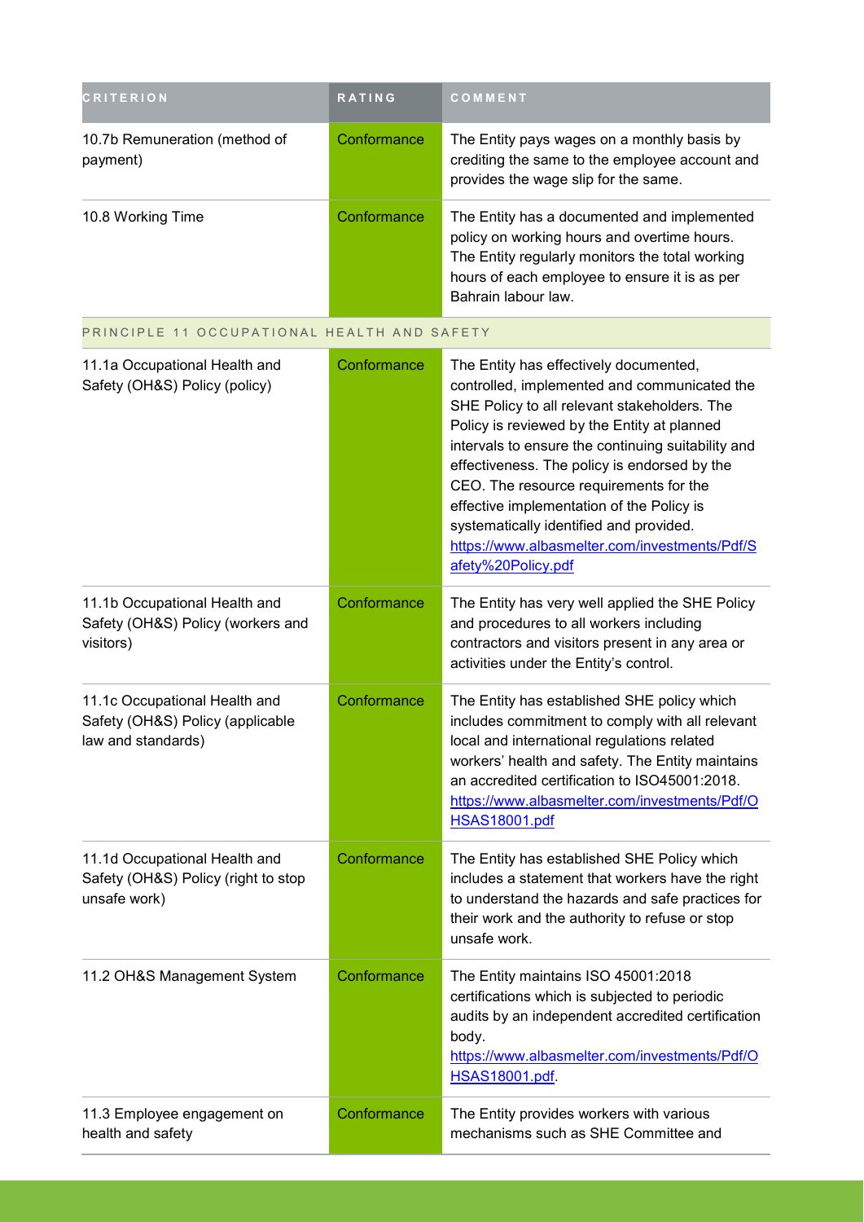| CRITERION | RATING | COMMENT |
|---|---|---|
| 10.7b Remuneration (method of payment) | Conformance | The Entity pays wages on a monthly basis by crediting the same to the employee account and provides the wage slip for the same. |
| 10.8 Working Time | Conformance | The Entity has a documented and implemented policy on working hours and overtime hours. The Entity regularly monitors the total working hours of each employee to ensure it is as per Bahrain labour law. |
| PRINCIPLE 11 OCCUPATIONAL HEALTH AND SAFETY | | |
| 11.1a Occupational Health and Safety (OH&S) Policy (policy) | Conformance | The Entity has effectively documented, controlled, implemented and communicated the SHE Policy to all relevant stakeholders. The Policy is reviewed by the Entity at planned intervals to ensure the continuing suitability and effectiveness. The policy is endorsed by the CEO. The resource requirements for the effective implementation of the Policy is systematically identified and provided. https://www.albasmelter.com/investments/Pdf/Safety%20Policy.pdf |
| 11.1b Occupational Health and Safety (OH&S) Policy (workers and visitors) | Conformance | The Entity has very well applied the SHE Policy and procedures to all workers including contractors and visitors present in any area or activities under the Entity's control. |
| 11.1c Occupational Health and Safety (OH&S) Policy (applicable law and standards) | Conformance | The Entity has established SHE policy which includes commitment to comply with all relevant local and international regulations related workers' health and safety. The Entity maintains an accredited certification to ISO45001:2018. https://www.albasmelter.com/investments/Pdf/OHSAS18001.pdf |
| 11.1d Occupational Health and Safety (OH&S) Policy (right to stop unsafe work) | Conformance | The Entity has established SHE Policy which includes a statement that workers have the right to understand the hazards and safe practices for their work and the authority to refuse or stop unsafe work. |
| 11.2 OH&S Management System | Conformance | The Entity maintains ISO 45001:2018 certifications which is subjected to periodic audits by an independent accredited certification body. https://www.albasmelter.com/investments/Pdf/OHSAS18001.pdf. |
| 11.3 Employee engagement on health and safety | Conformance | The Entity provides workers with various mechanisms such as SHE Committee and |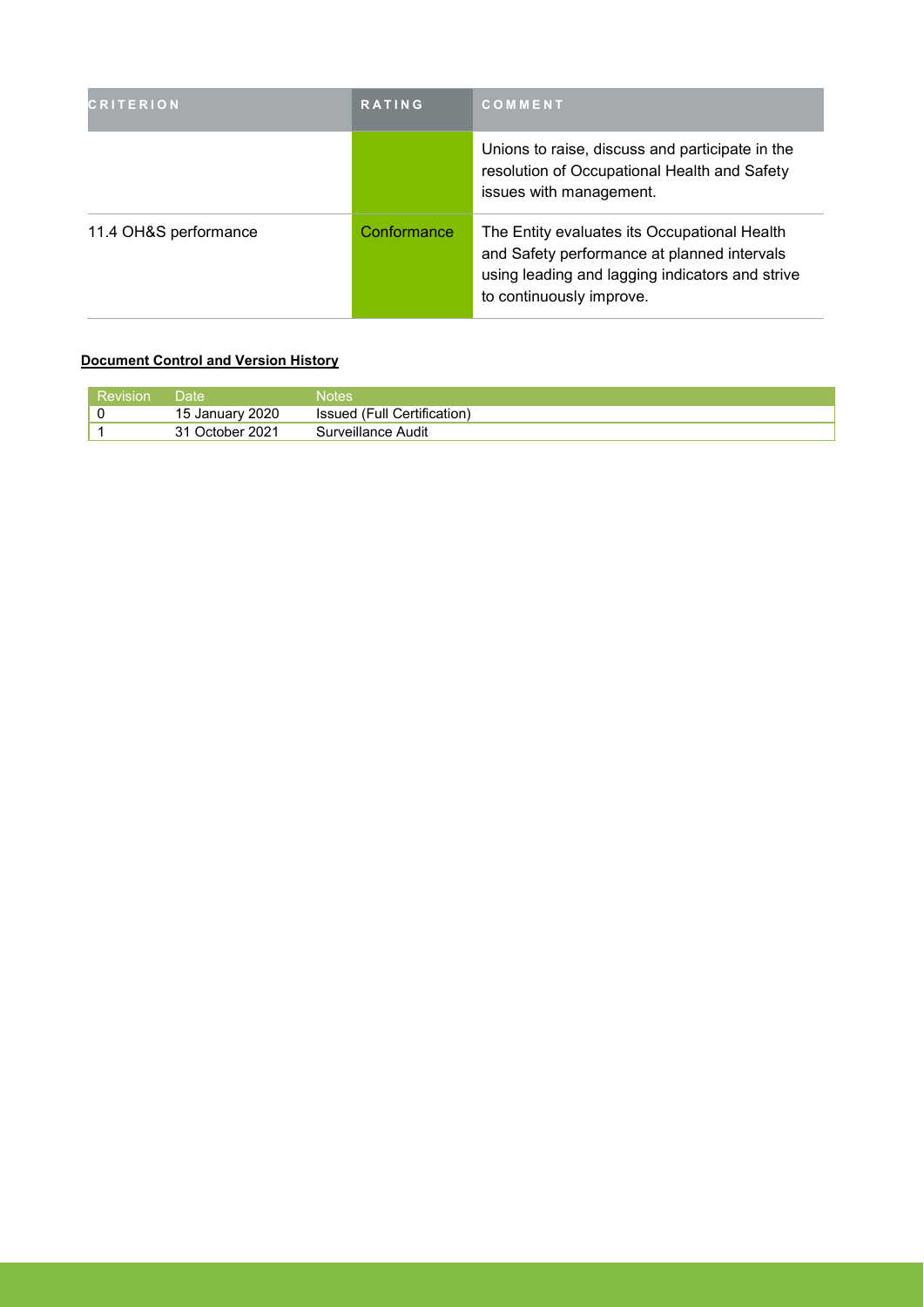| CRITERION | RATING | COMMENT |
| --- | --- | --- |
| | | Unions to raise, discuss and participate in the resolution of Occupational Health and Safety issues with management. |
| 11.4 OH&S performance | Conformance | The Entity evaluates its Occupational Health and Safety performance at planned intervals using leading and lagging indicators and strive to continuously improve. |

**Document Control and Version History**

| Revision | Date | Notes |
| --- | --- | --- |
| 0 | 15 January 2020 | Issued (Full Certification) |
| 1 | 31 October 2021 | Surveillance Audit |